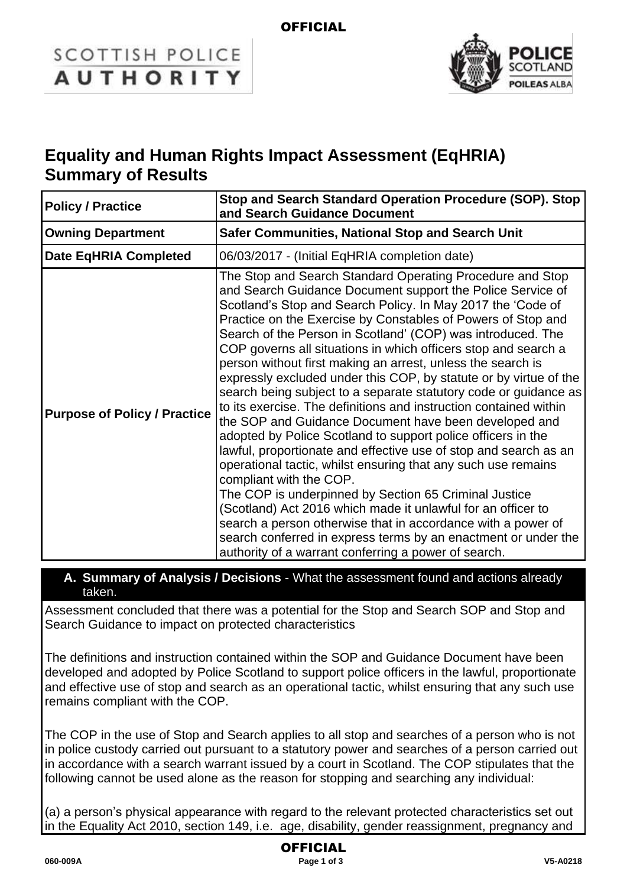# Equality and Human Rights Impact Assessment (EqHRIA) Summary of Results

| | |
|---|---|
| **Policy / Practice** | **Stop and Search Standard Operation Procedure (SOP). Stop and Search Guidance Document** |
| **Owning Department** | **Safer Communities, National Stop and Search Unit** |
| **Date EqHRIA Completed** | 06/03/2017 - (Initial EqHRIA completion date) |
| **Purpose of Policy / Practice** | The Stop and Search Standard Operating Procedure and Stop and Search Guidance Document support the Police Service of Scotland's Stop and Search Policy. In May 2017 the 'Code of Practice on the Exercise by Constables of Powers of Stop and Search of the Person in Scotland' (COP) was introduced. The COP governs all situations in which officers stop and search a person without first making an arrest, unless the search is expressly excluded under this COP, by statute or by virtue of the search being subject to a separate statutory code or guidance as to its exercise. The definitions and instruction contained within the SOP and Guidance Document have been developed and adopted by Police Scotland to support police officers in the lawful, proportionate and effective use of stop and search as an operational tactic, whilst ensuring that any such use remains compliant with the COP.<br>The COP is underpinned by Section 65 Criminal Justice (Scotland) Act 2016 which made it unlawful for an officer to search a person otherwise that in accordance with a power of search conferred in express terms by an enactment or under the authority of a warrant conferring a power of search. |

## A. Summary of Analysis / Decisions - What the assessment found and actions already taken.

Assessment concluded that there was a potential for the Stop and Search SOP and Stop and Search Guidance to impact on protected characteristics

The definitions and instruction contained within the SOP and Guidance Document have been developed and adopted by Police Scotland to support police officers in the lawful, proportionate and effective use of stop and search as an operational tactic, whilst ensuring that any such use remains compliant with the COP.

The COP in the use of Stop and Search applies to all stop and searches of a person who is not in police custody carried out pursuant to a statutory power and searches of a person carried out in accordance with a search warrant issued by a court in Scotland. The COP stipulates that the following cannot be used alone as the reason for stopping and searching any individual:

(a) a person's physical appearance with regard to the relevant protected characteristics set out in the Equality Act 2010, section 149, i.e. age, disability, gender reassignment, pregnancy and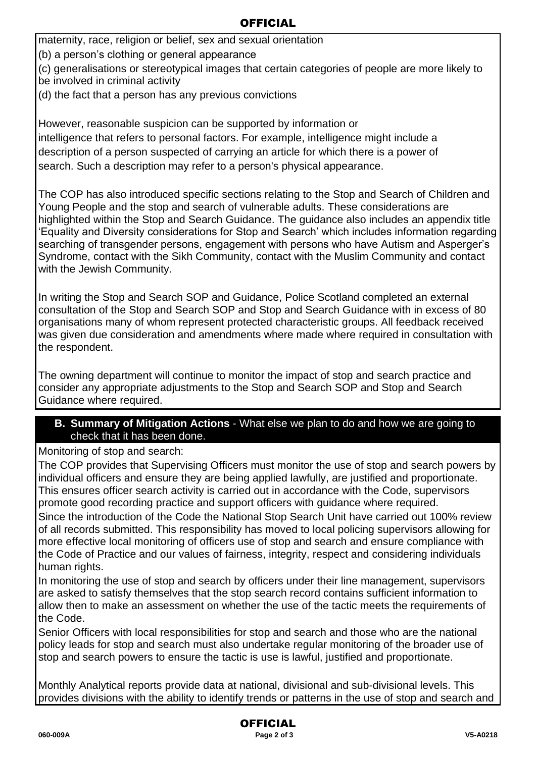maternity, race, religion or belief, sex and sexual orientation

(b) a person's clothing or general appearance

(c) generalisations or stereotypical images that certain categories of people are more likely to be involved in criminal activity

(d) the fact that a person has any previous convictions

However, reasonable suspicion can be supported by information or intelligence that refers to personal factors. For example, intelligence might include a description of a person suspected of carrying an article for which there is a power of search. Such a description may refer to a person's physical appearance.

The COP has also introduced specific sections relating to the Stop and Search of Children and Young People and the stop and search of vulnerable adults. These considerations are highlighted within the Stop and Search Guidance. The guidance also includes an appendix title 'Equality and Diversity considerations for Stop and Search' which includes information regarding searching of transgender persons, engagement with persons who have Autism and Asperger's Syndrome, contact with the Sikh Community, contact with the Muslim Community and contact with the Jewish Community.

In writing the Stop and Search SOP and Guidance, Police Scotland completed an external consultation of the Stop and Search SOP and Stop and Search Guidance with in excess of 80 organisations many of whom represent protected characteristic groups. All feedback received was given due consideration and amendments where made where required in consultation with the respondent.

The owning department will continue to monitor the impact of stop and search practice and consider any appropriate adjustments to the Stop and Search SOP and Stop and Search Guidance where required.

## B. Summary of Mitigation Actions - What else we plan to do and how we are going to check that it has been done.

Monitoring of stop and search:

The COP provides that Supervising Officers must monitor the use of stop and search powers by individual officers and ensure they are being applied lawfully, are justified and proportionate. This ensures officer search activity is carried out in accordance with the Code, supervisors promote good recording practice and support officers with guidance where required.

Since the introduction of the Code the National Stop Search Unit have carried out 100% review of all records submitted. This responsibility has moved to local policing supervisors allowing for more effective local monitoring of officers use of stop and search and ensure compliance with the Code of Practice and our values of fairness, integrity, respect and considering individuals human rights.

In monitoring the use of stop and search by officers under their line management, supervisors are asked to satisfy themselves that the stop search record contains sufficient information to allow then to make an assessment on whether the use of the tactic meets the requirements of the Code.

Senior Officers with local responsibilities for stop and search and those who are the national policy leads for stop and search must also undertake regular monitoring of the broader use of stop and search powers to ensure the tactic is use is lawful, justified and proportionate.

Monthly Analytical reports provide data at national, divisional and sub-divisional levels. This provides divisions with the ability to identify trends or patterns in the use of stop and search and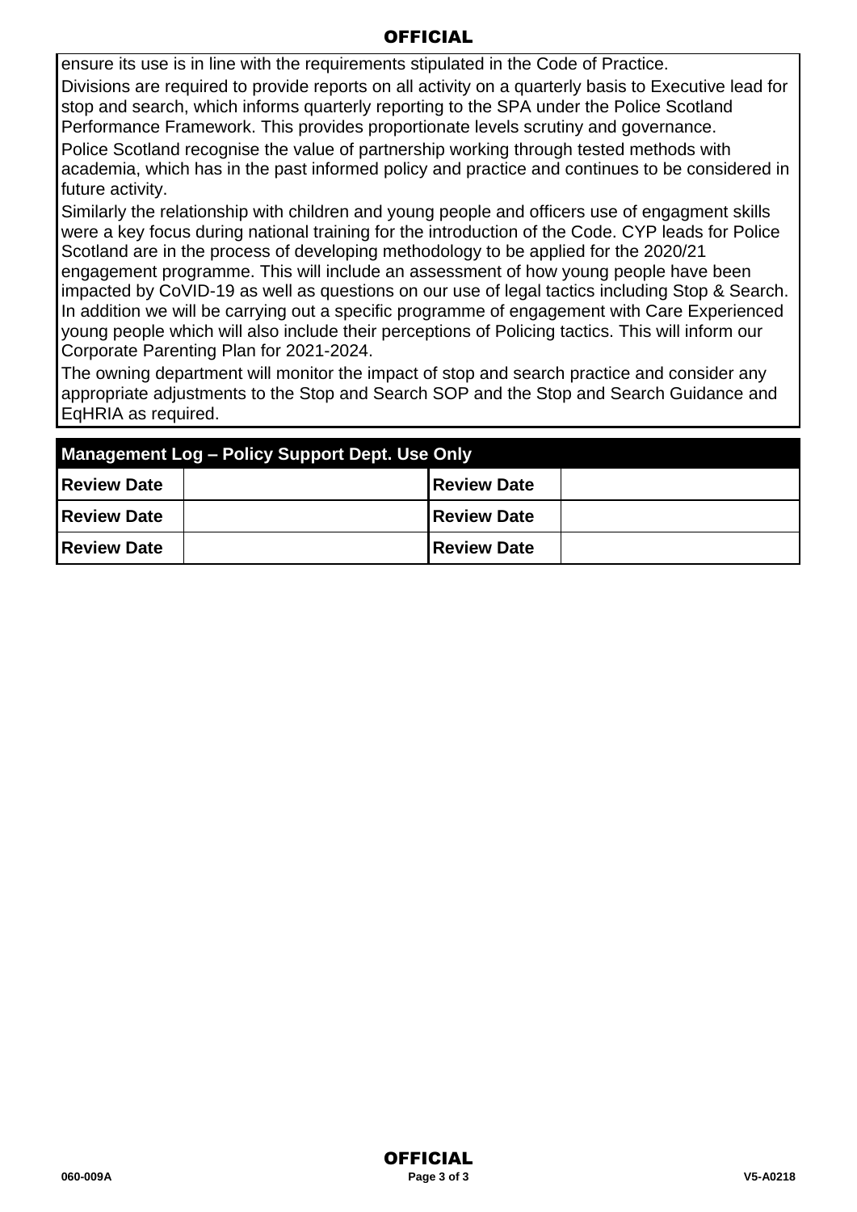ensure its use is in line with the requirements stipulated in the Code of Practice.

Divisions are required to provide reports on all activity on a quarterly basis to Executive lead for stop and search, which informs quarterly reporting to the SPA under the Police Scotland Performance Framework. This provides proportionate levels scrutiny and governance.

Police Scotland recognise the value of partnership working through tested methods with academia, which has in the past informed policy and practice and continues to be considered in future activity.

Similarly the relationship with children and young people and officers use of engagment skills were a key focus during national training for the introduction of the Code. CYP leads for Police Scotland are in the process of developing methodology to be applied for the 2020/21 engagement programme. This will include an assessment of how young people have been impacted by CoVID-19 as well as questions on our use of legal tactics including Stop & Search. In addition we will be carrying out a specific programme of engagement with Care Experienced young people which will also include their perceptions of Policing tactics. This will inform our Corporate Parenting Plan for 2021-2024.

The owning department will monitor the impact of stop and search practice and consider any appropriate adjustments to the Stop and Search SOP and the Stop and Search Guidance and EqHRIA as required.

| **Management Log – Policy Support Dept. Use Only** | | | |
|---|---|---|---|
| **Review Date** | | **Review Date** | |
| **Review Date** | | **Review Date** | |
| **Review Date** | | **Review Date** | |